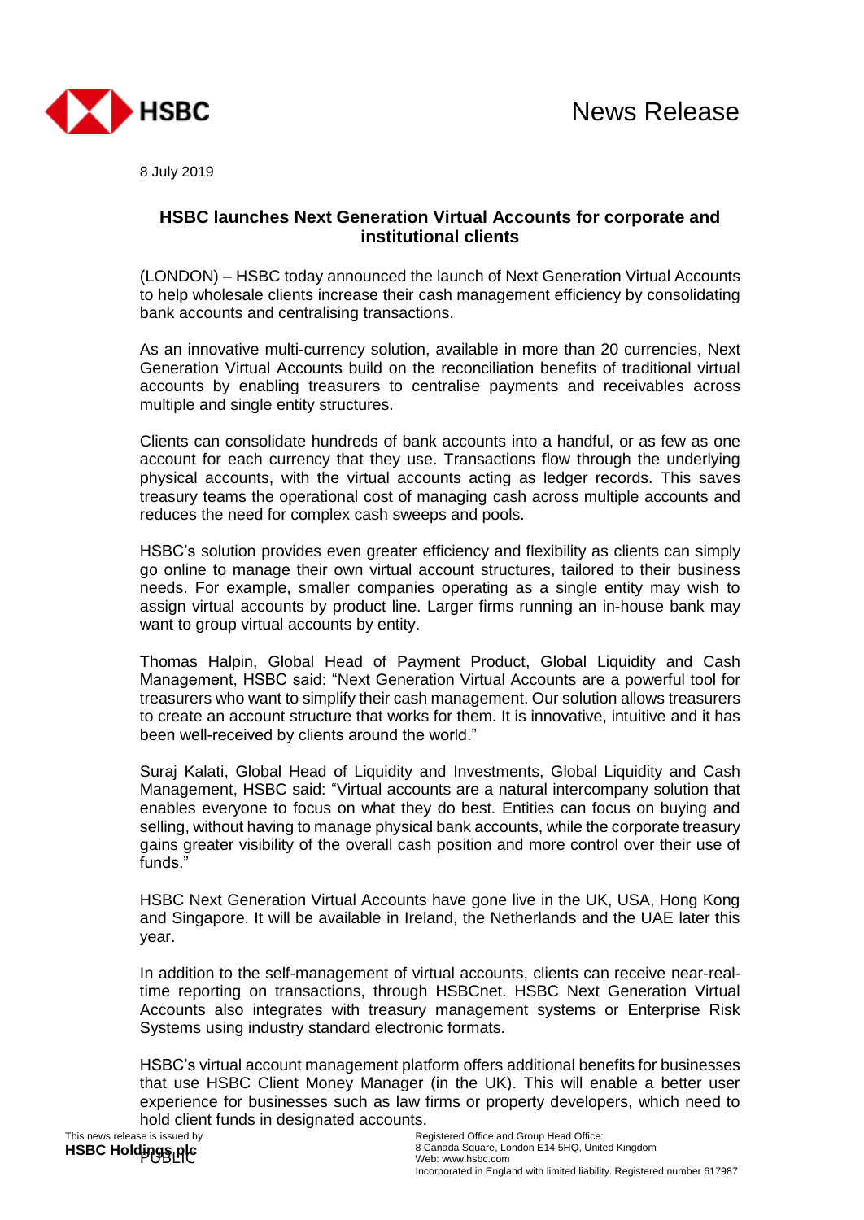News Release

8 July 2019

## HSBC launches Next Generation Virtual Accounts for corporate and institutional clients

(LONDON) – HSBC today announced the launch of Next Generation Virtual Accounts to help wholesale clients increase their cash management efficiency by consolidating bank accounts and centralising transactions.

As an innovative multi-currency solution, available in more than 20 currencies, Next Generation Virtual Accounts build on the reconciliation benefits of traditional virtual accounts by enabling treasurers to centralise payments and receivables across multiple and single entity structures.

Clients can consolidate hundreds of bank accounts into a handful, or as few as one account for each currency that they use. Transactions flow through the underlying physical accounts, with the virtual accounts acting as ledger records. This saves treasury teams the operational cost of managing cash across multiple accounts and reduces the need for complex cash sweeps and pools.

HSBC's solution provides even greater efficiency and flexibility as clients can simply go online to manage their own virtual account structures, tailored to their business needs. For example, smaller companies operating as a single entity may wish to assign virtual accounts by product line. Larger firms running an in-house bank may want to group virtual accounts by entity.

Thomas Halpin, Global Head of Payment Product, Global Liquidity and Cash Management, HSBC said: "Next Generation Virtual Accounts are a powerful tool for treasurers who want to simplify their cash management. Our solution allows treasurers to create an account structure that works for them. It is innovative, intuitive and it has been well-received by clients around the world."

Suraj Kalati, Global Head of Liquidity and Investments, Global Liquidity and Cash Management, HSBC said: "Virtual accounts are a natural intercompany solution that enables everyone to focus on what they do best. Entities can focus on buying and selling, without having to manage physical bank accounts, while the corporate treasury gains greater visibility of the overall cash position and more control over their use of funds."

HSBC Next Generation Virtual Accounts have gone live in the UK, USA, Hong Kong and Singapore. It will be available in Ireland, the Netherlands and the UAE later this year.

In addition to the self-management of virtual accounts, clients can receive near-real-time reporting on transactions, through HSBCnet. HSBC Next Generation Virtual Accounts also integrates with treasury management systems or Enterprise Risk Systems using industry standard electronic formats.

HSBC's virtual account management platform offers additional benefits for businesses that use HSBC Client Money Manager (in the UK). This will enable a better user experience for businesses such as law firms or property developers, which need to hold client funds in designated accounts.

This news release is issued by
**HSBC Holdings plc**

Registered Office and Group Head Office:
8 Canada Square, London E14 5HQ, United Kingdom
Web: www.hsbc.com
Incorporated in England with limited liability. Registered number 617987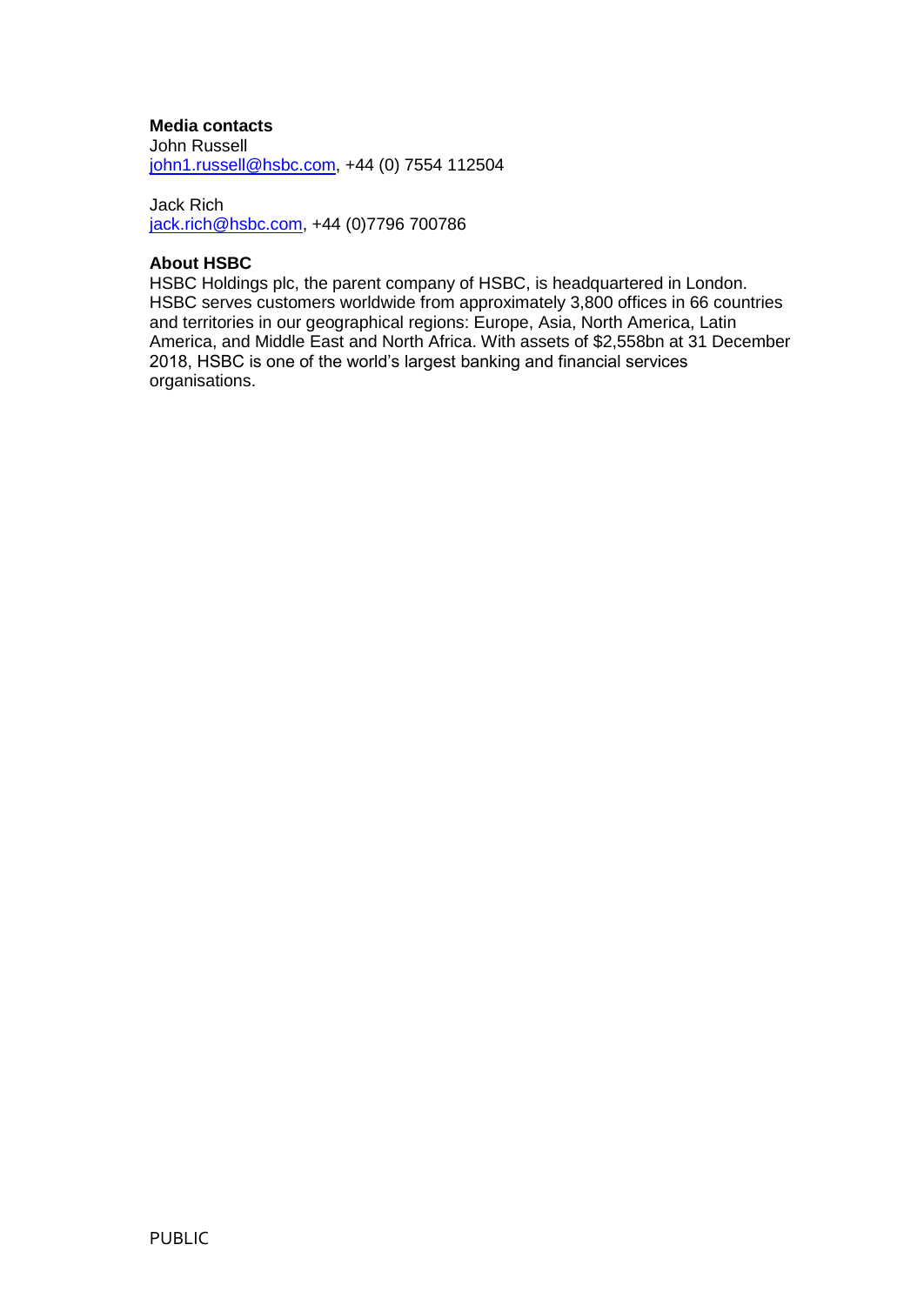**Media contacts**
John Russell
john1.russell@hsbc.com, +44 (0) 7554 112504

Jack Rich
jack.rich@hsbc.com, +44 (0)7796 700786

**About HSBC**
HSBC Holdings plc, the parent company of HSBC, is headquartered in London. HSBC serves customers worldwide from approximately 3,800 offices in 66 countries and territories in our geographical regions: Europe, Asia, North America, Latin America, and Middle East and North Africa. With assets of $2,558bn at 31 December 2018, HSBC is one of the world's largest banking and financial services organisations.

PUBLIC